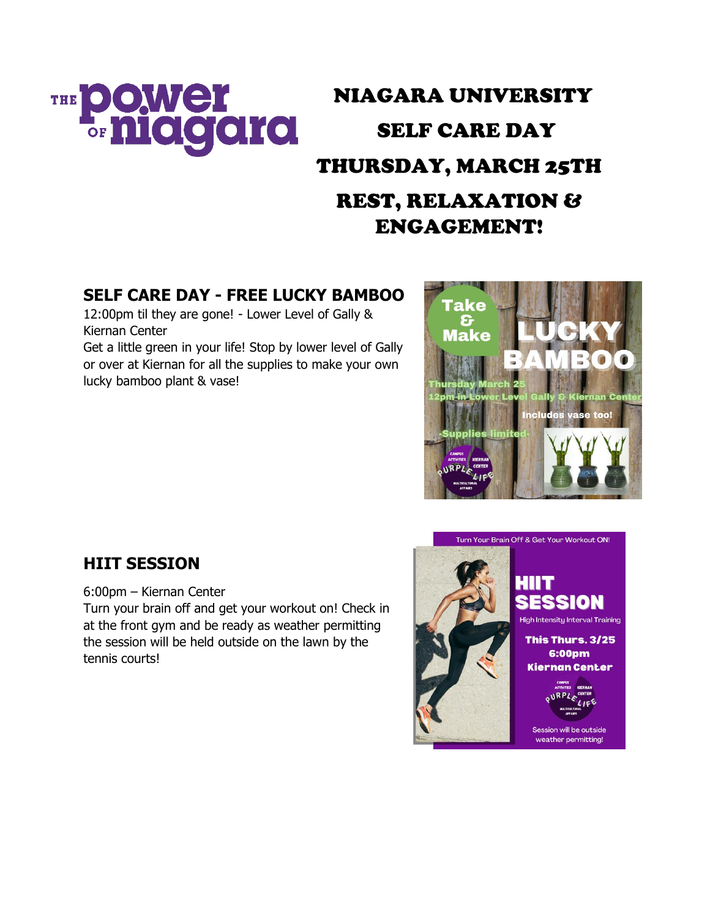# NIAGARA UNIVERSITY

# SELF CARE DAY

# THURSDAY, MARCH 25TH

# REST, RELAXATION & ENGAGEMENT!

## SELF CARE DAY - FREE LUCKY BAMBOO

12:00pm til they are gone! - Lower Level of Gally & Kiernan Center

Get a little green in your life! Stop by lower level of Gally or over at Kiernan for all the supplies to make your own lucky bamboo plant & vase!

## HIIT SESSION

6:00pm – Kiernan Center

Turn your brain off and get your workout on! Check in at the front gym and be ready as weather permitting the session will be held outside on the lawn by the tennis courts!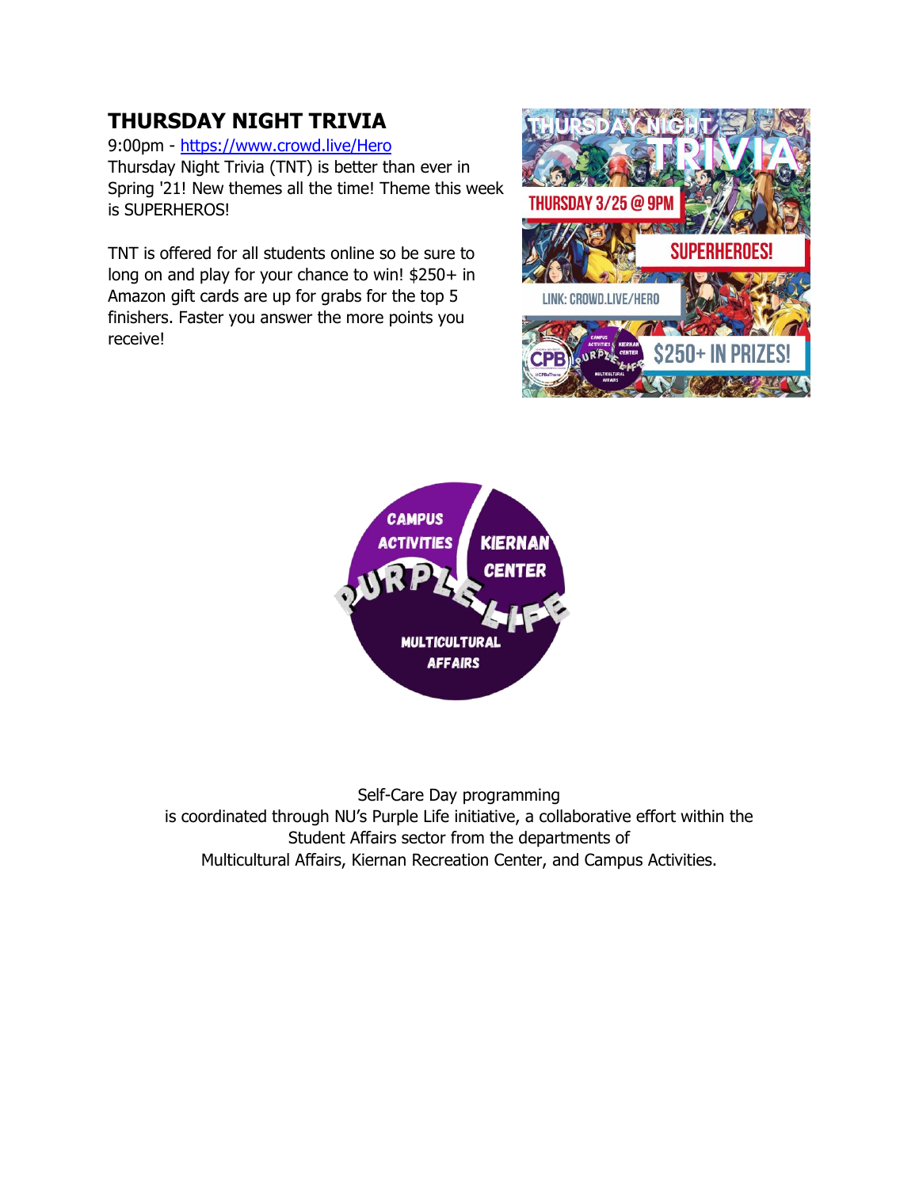## THURSDAY NIGHT TRIVIA

9:00pm - [https://www.crowd.live/Hero](https://www.crowd.live/Hero)

Thursday Night Trivia (TNT) is better than ever in Spring '21! New themes all the time! Theme this week is SUPERHEROS!

TNT is offered for all students online so be sure to long on and play for your chance to win! $250+ in Amazon gift cards are up for grabs for the top 5 finishers. Faster you answer the more points you receive!

Self-Care Day programming
is coordinated through NU's Purple Life initiative, a collaborative effort within the Student Affairs sector from the departments of
Multicultural Affairs, Kiernan Recreation Center, and Campus Activities.